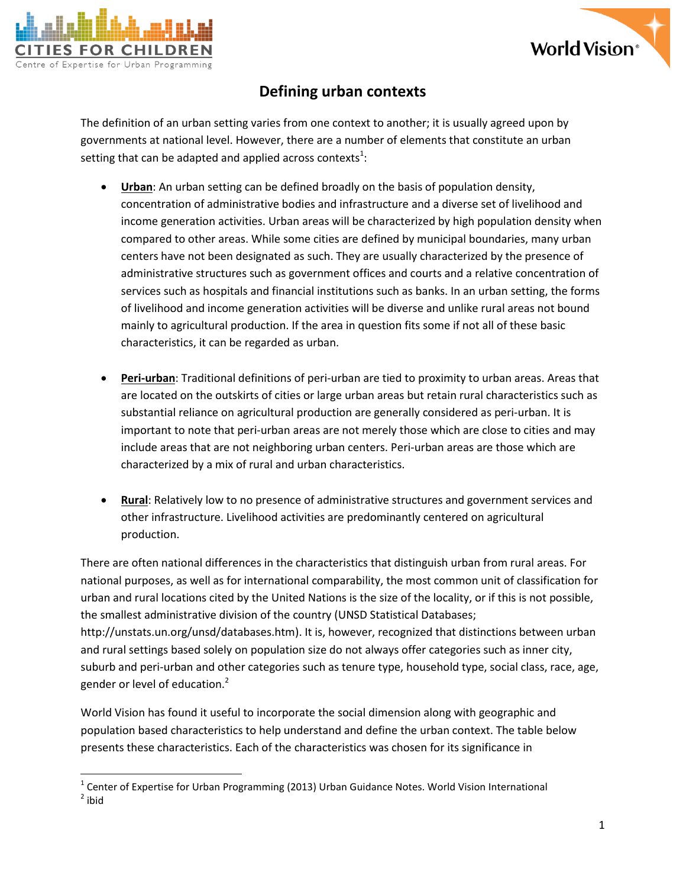# Defining urban contexts

The definition of an urban setting varies from one context to another; it is usually agreed upon by governments at national level. However, there are a number of elements that constitute an urban setting that can be adapted and applied across contexts[1]:

- **Urban**: An urban setting can be defined broadly on the basis of population density, concentration of administrative bodies and infrastructure and a diverse set of livelihood and income generation activities. Urban areas will be characterized by high population density when compared to other areas. While some cities are defined by municipal boundaries, many urban centers have not been designated as such. They are usually characterized by the presence of administrative structures such as government offices and courts and a relative concentration of services such as hospitals and financial institutions such as banks. In an urban setting, the forms of livelihood and income generation activities will be diverse and unlike rural areas not bound mainly to agricultural production. If the area in question fits some if not all of these basic characteristics, it can be regarded as urban.

- **Peri-urban**: Traditional definitions of peri-urban are tied to proximity to urban areas. Areas that are located on the outskirts of cities or large urban areas but retain rural characteristics such as substantial reliance on agricultural production are generally considered as peri-urban. It is important to note that peri-urban areas are not merely those which are close to cities and may include areas that are not neighboring urban centers. Peri-urban areas are those which are characterized by a mix of rural and urban characteristics.

- **Rural**: Relatively low to no presence of administrative structures and government services and other infrastructure. Livelihood activities are predominantly centered on agricultural production.

There are often national differences in the characteristics that distinguish urban from rural areas. For national purposes, as well as for international comparability, the most common unit of classification for urban and rural locations cited by the United Nations is the size of the locality, or if this is not possible, the smallest administrative division of the country (UNSD Statistical Databases; http://unstats.un.org/unsd/databases.htm). It is, however, recognized that distinctions between urban and rural settings based solely on population size do not always offer categories such as inner city, suburb and peri-urban and other categories such as tenure type, household type, social class, race, age, gender or level of education.[2]

World Vision has found it useful to incorporate the social dimension along with geographic and population based characteristics to help understand and define the urban context. The table below presents these characteristics. Each of the characteristics was chosen for its significance in

---

[1] Center of Expertise for Urban Programming (2013) Urban Guidance Notes. World Vision International

[2] ibid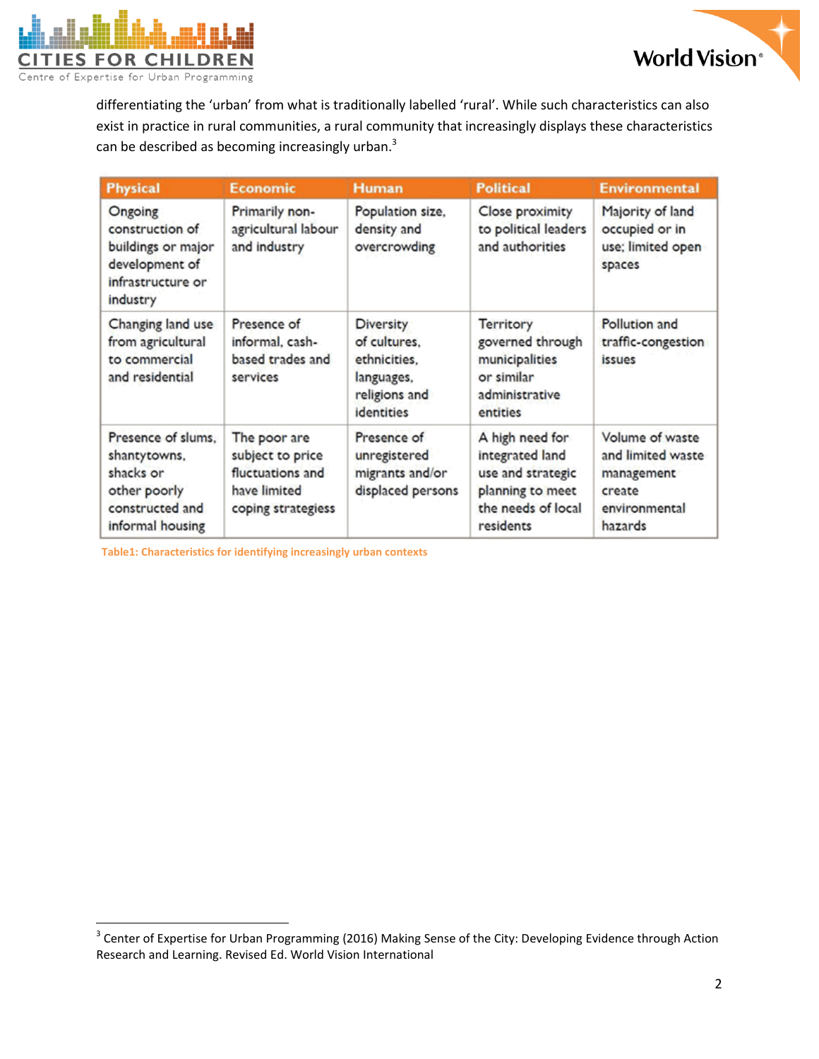differentiating the 'urban' from what is traditionally labelled 'rural'. While such characteristics can also exist in practice in rural communities, a rural community that increasingly displays these characteristics can be described as becoming increasingly urban.[3]

| Physical | Economic | Human | Political | Environmental |
|---|---|---|---|---|
| Ongoing construction of buildings or major development of infrastructure or industry | Primarily non-agricultural labour and industry | Population size, density and overcrowding | Close proximity to political leaders and authorities | Majority of land occupied or in use; limited open spaces |
| Changing land use from agricultural to commercial and residential | Presence of informal, cash-based trades and services | Diversity of cultures, ethnicities, languages, religions and identities | Territory governed through municipalities or similar administrative entities | Pollution and traffic-congestion issues |
| Presence of slums, shantytowns, shacks or other poorly constructed and informal housing | The poor are subject to price fluctuations and have limited coping strategiess | Presence of unregistered migrants and/or displaced persons | A high need for integrated land use and strategic planning to meet the needs of local residents | Volume of waste and limited waste management create environmental hazards |

**Table1: Characteristics for identifying increasingly urban contexts**

---

[3] Center of Expertise for Urban Programming (2016) Making Sense of the City: Developing Evidence through Action Research and Learning. Revised Ed. World Vision International